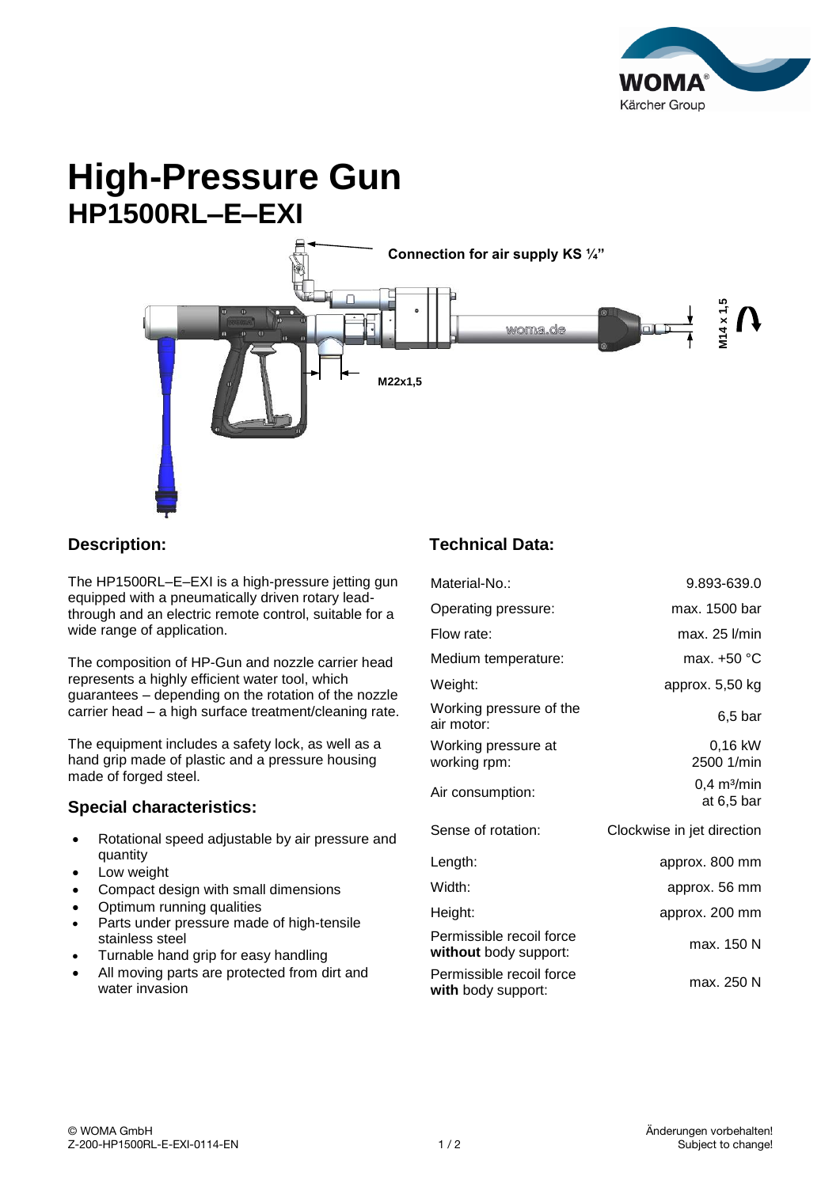# High-Pressure Gun

## HP1500RL–E–EXI

Connection for air supply KS ¼"

M22x1,5

M14 x 1,5

## Description:

The HP1500RL–E–EXI is a high-pressure jetting gun equipped with a pneumatically driven rotary lead-through and an electric remote control, suitable for a wide range of application.

The composition of HP-Gun and nozzle carrier head represents a highly efficient water tool, which guarantees – depending on the rotation of the nozzle carrier head – a high surface treatment/cleaning rate.

The equipment includes a safety lock, as well as a hand grip made of plastic and a pressure housing made of forged steel.

## Special characteristics:

- Rotational speed adjustable by air pressure and quantity
- Low weight
- Compact design with small dimensions
- Optimum running qualities
- Parts under pressure made of high-tensile stainless steel
- Turnable hand grip for easy handling
- All moving parts are protected from dirt and water invasion

## Technical Data:

| | |
|---|---|
| Material-No.: | 9.893-639.0 |
| Operating pressure: | max. 1500 bar |
| Flow rate: | max. 25 l/min |
| Medium temperature: | max. +50 °C |
| Weight: | approx. 5,50 kg |
| Working pressure of the air motor: | 6,5 bar |
| Working pressure at working rpm: | 0,16 kW 2500 1/min |
| Air consumption: | 0,4 m³/min at 6,5 bar |
| Sense of rotation: | Clockwise in jet direction |
| Length: | approx. 800 mm |
| Width: | approx. 56 mm |
| Height: | approx. 200 mm |
| Permissible recoil force **without** body support: | max. 150 N |
| Permissible recoil force **with** body support: | max. 250 N |

© WOMA GmbH
Z-200-HP1500RL-E-EXI-0114-EN

Änderungen vorbehalten!
Subject to change!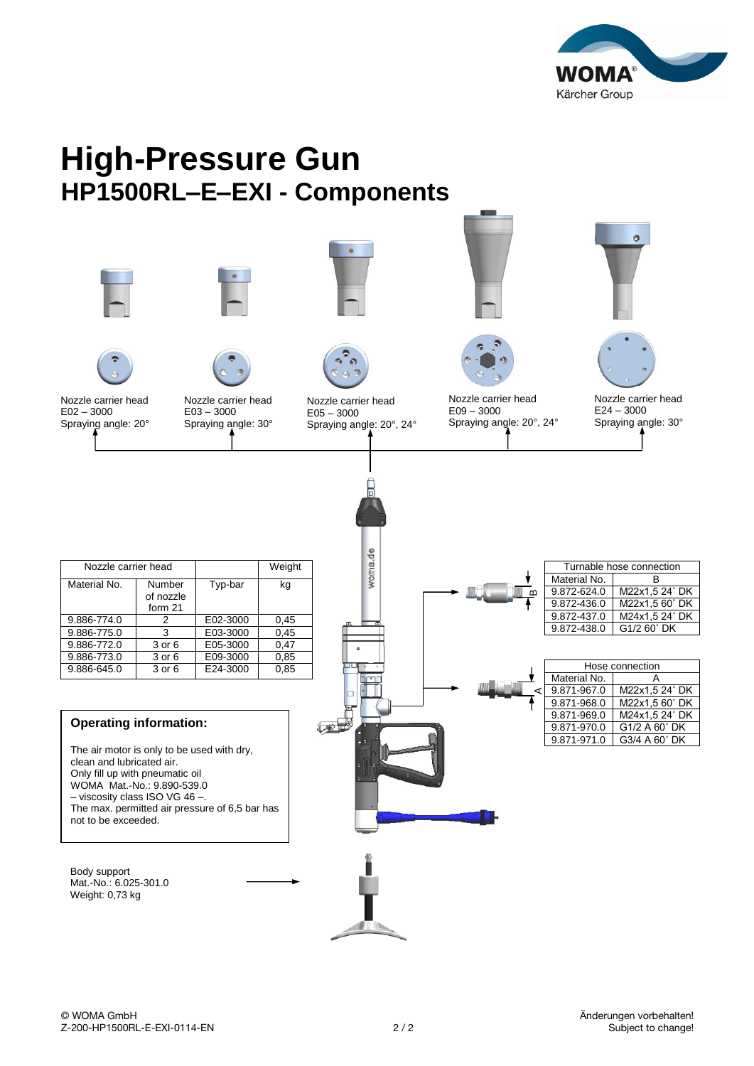WOMA®
Kärcher Group

# High-Pressure Gun
## HP1500RL–E–EXI - Components

Nozzle carrier head
E02 – 3000
Spraying angle: 20°

Nozzle carrier head
E03 – 3000
Spraying angle: 30°

Nozzle carrier head
E05 – 3000
Spraying angle: 20°, 24°

Nozzle carrier head
E09 – 3000
Spraying angle: 20°, 24°

Nozzle carrier head
E24 – 3000
Spraying angle: 30°

| Nozzle carrier head | | | Weight |
|---|---|---|---|
| Material No. | Number of nozzle form 21 | Typ-bar | kg |
| 9.886-774.0 | 2 | E02-3000 | 0,45 |
| 9.886-775.0 | 3 | E03-3000 | 0,45 |
| 9.886-772.0 | 3 or 6 | E05-3000 | 0,47 |
| 9.886-773.0 | 3 or 6 | E09-3000 | 0,85 |
| 9.886-645.0 | 3 or 6 | E24-3000 | 0,85 |

| Turnable hose connection | |
|---|---|
| Material No. | B |
| 9.872-624.0 | M22x1,5 24° DK |
| 9.872-436.0 | M22x1,5 60° DK |
| 9.872-437.0 | M24x1,5 24° DK |
| 9.872-438.0 | G1/2 60° DK |

| Hose connection | |
|---|---|
| Material No. | A |
| 9.871-967.0 | M22x1,5 24° DK |
| 9.871-968.0 | M22x1,5 60° DK |
| 9.871-969.0 | M24x1,5 24° DK |
| 9.871-970.0 | G1/2 A 60° DK |
| 9.871-971.0 | G3/4 A 60° DK |

### Operating information:

The air motor is only to be used with dry, clean and lubricated air.
Only fill up with pneumatic oil
WOMA Mat.-No.: 9.890-539.0
– viscosity class ISO VG 46 –.
The max. permitted air pressure of 6,5 bar has not to be exceeded.

Body support
Mat.-No.: 6.025-301.0
Weight: 0,73 kg

© WOMA GmbH
Z-200-HP1500RL-E-EXI-0114-EN

Änderungen vorbehalten!
Subject to change!